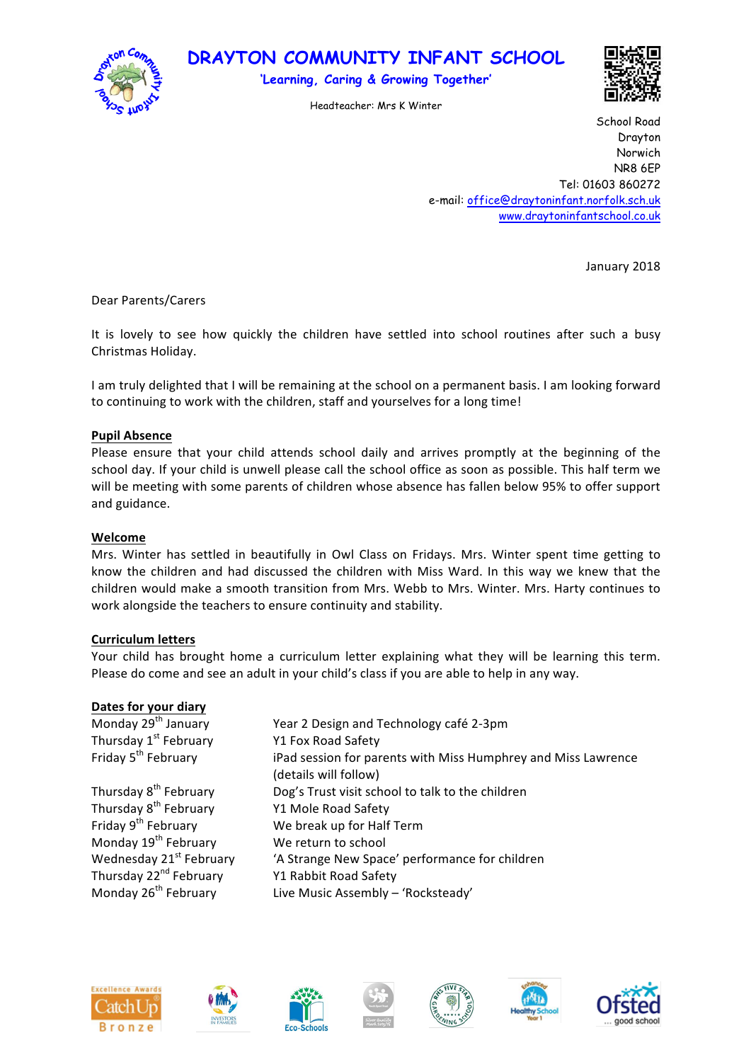# DRAYTON COMMUNITY INFANT SCHOOL

'Learning, Caring & Growing Together'

Headteacher: Mrs K Winter

School Road
Drayton
Norwich
NR8 6EP
Tel: 01603 860272
e-mail: office@draytoninfant.norfolk.sch.uk
www.draytoninfantschool.co.uk

January 2018

Dear Parents/Carers

It is lovely to see how quickly the children have settled into school routines after such a busy Christmas Holiday.

I am truly delighted that I will be remaining at the school on a permanent basis. I am looking forward to continuing to work with the children, staff and yourselves for a long time!

**Pupil Absence**

Please ensure that your child attends school daily and arrives promptly at the beginning of the school day. If your child is unwell please call the school office as soon as possible. This half term we will be meeting with some parents of children whose absence has fallen below 95% to offer support and guidance.

**Welcome**

Mrs. Winter has settled in beautifully in Owl Class on Fridays. Mrs. Winter spent time getting to know the children and had discussed the children with Miss Ward. In this way we knew that the children would make a smooth transition from Mrs. Webb to Mrs. Winter. Mrs. Harty continues to work alongside the teachers to ensure continuity and stability.

**Curriculum letters**

Your child has brought home a curriculum letter explaining what they will be learning this term. Please do come and see an adult in your child's class if you are able to help in any way.

**Dates for your diary**

| | |
|---|---|
| Monday 29th January | Year 2 Design and Technology café 2-3pm |
| Thursday 1st February | Y1 Fox Road Safety |
| Friday 5th February | iPad session for parents with Miss Humphrey and Miss Lawrence (details will follow) |
| Thursday 8th February | Dog's Trust visit school to talk to the children |
| Thursday 8th February | Y1 Mole Road Safety |
| Friday 9th February | We break up for Half Term |
| Monday 19th February | We return to school |
| Wednesday 21st February | 'A Strange New Space' performance for children |
| Thursday 22nd February | Y1 Rabbit Road Safety |
| Monday 26th February | Live Music Assembly – 'Rocksteady' |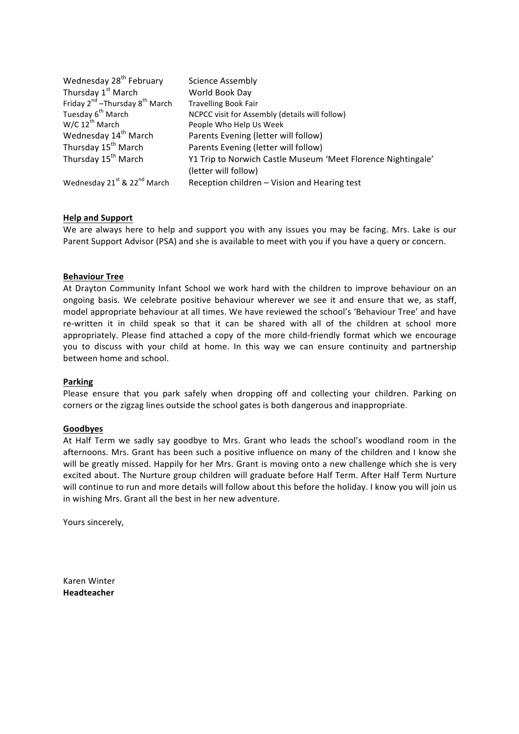| | |
|---|---|
| Wednesday 28th February | Science Assembly |
| Thursday 1st March | World Book Day |
| Friday 2nd –Thursday 8th March | Travelling Book Fair |
| Tuesday 6th March | NCPCC visit for Assembly (details will follow) |
| W/C 12th March | People Who Help Us Week |
| Wednesday 14th March | Parents Evening (letter will follow) |
| Thursday 15th March | Parents Evening (letter will follow) |
| Thursday 15th March | Y1 Trip to Norwich Castle Museum 'Meet Florence Nightingale' (letter will follow) |
| Wednesday 21st & 22nd March | Reception children – Vision and Hearing test |

**Help and Support**

We are always here to help and support you with any issues you may be facing. Mrs. Lake is our Parent Support Advisor (PSA) and she is available to meet with you if you have a query or concern.

**Behaviour Tree**

At Drayton Community Infant School we work hard with the children to improve behaviour on an ongoing basis. We celebrate positive behaviour wherever we see it and ensure that we, as staff, model appropriate behaviour at all times. We have reviewed the school's 'Behaviour Tree' and have re-written it in child speak so that it can be shared with all of the children at school more appropriately. Please find attached a copy of the more child-friendly format which we encourage you to discuss with your child at home. In this way we can ensure continuity and partnership between home and school.

**Parking**

Please ensure that you park safely when dropping off and collecting your children. Parking on corners or the zigzag lines outside the school gates is both dangerous and inappropriate.

**Goodbyes**

At Half Term we sadly say goodbye to Mrs. Grant who leads the school's woodland room in the afternoons. Mrs. Grant has been such a positive influence on many of the children and I know she will be greatly missed. Happily for her Mrs. Grant is moving onto a new challenge which she is very excited about. The Nurture group children will graduate before Half Term. After Half Term Nurture will continue to run and more details will follow about this before the holiday. I know you will join us in wishing Mrs. Grant all the best in her new adventure.

Yours sincerely,

Karen Winter
**Headteacher**